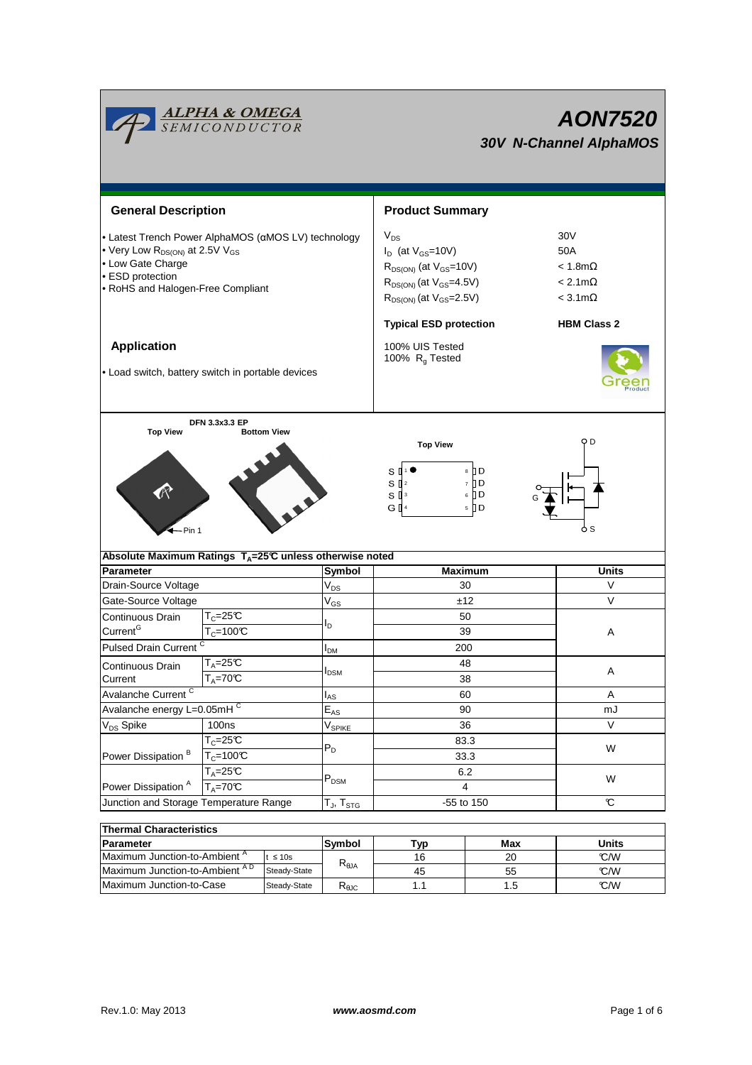# AON7520

## 30V N-Channel AlphaMOS

## General Description

- Latest Trench Power AlphaMOS (αMOS LV) technology
- Very Low $R_{DS(ON)}$ at 2.5V $V_{GS}$
- Low Gate Charge
- ESD protection
- RoHS and Halogen-Free Compliant

## Product Summary

| | |
|---|---|
| $V_{DS}$ | 30V |
| $I_D$ (at $V_{GS}$=10V) | 50A |
| $R_{DS(ON)}$ (at $V_{GS}$=10V) | < 1.8mΩ |
| $R_{DS(ON)}$ (at $V_{GS}$=4.5V) | < 2.1mΩ |
| $R_{DS(ON)}$ (at $V_{GS}$=2.5V) | < 3.1mΩ |

**Typical ESD protection** **HBM Class 2**

100% UIS Tested
100% $R_g$ Tested

## Application

- Load switch, battery switch in portable devices

DFN 3.3x3.3 EP

Top View Bottom View

Pin 1

Top View

S 1 8 D
S 2 7 D
S 3 6 D
G 4 5 D

D G S

## Absolute Maximum Ratings $T_A$=25℃ unless otherwise noted

| Parameter | | Symbol | Maximum | Units |
|---|---|---|---|---|
| Drain-Source Voltage | | $V_{DS}$ | 30 | V |
| Gate-Source Voltage | | $V_{GS}$ | ±12 | V |
| Continuous Drain Current[G] | $T_C$=25℃ | $I_D$ | 50 | A |
| | $T_C$=100℃ | | 39 | |
| Pulsed Drain Current [C] | | $I_{DM}$ | 200 | |
| Continuous Drain Current | $T_A$=25℃ | $I_{DSM}$ | 48 | A |
| | $T_A$=70℃ | | 38 | |
| Avalanche Current [C] | | $I_{AS}$ | 60 | A |
| Avalanche energy L=0.05mH [C] | | $E_{AS}$ | 90 | mJ |
| $V_{DS}$ Spike | 100ns | $V_{SPIKE}$ | 36 | V |
| Power Dissipation [B] | $T_C$=25℃ | $P_D$ | 83.3 | W |
| | $T_C$=100℃ | | 33.3 | |
| Power Dissipation [A] | $T_A$=25℃ | $P_{DSM}$ | 6.2 | W |
| | $T_A$=70℃ | | 4 | |
| Junction and Storage Temperature Range | | $T_J$, $T_{STG}$ | -55 to 150 | ℃ |

## Thermal Characteristics

| Parameter | | Symbol | Typ | Max | Units |
|---|---|---|---|---|---|
| Maximum Junction-to-Ambient [A] | t ≤ 10s | $R_{\theta JA}$ | 16 | 20 | ℃/W |
| Maximum Junction-to-Ambient [A D] | Steady-State | | 45 | 55 | ℃/W |
| Maximum Junction-to-Case | Steady-State | $R_{\theta JC}$ | 1.1 | 1.5 | ℃/W |

Rev.1.0: May 2013 www.aosmd.com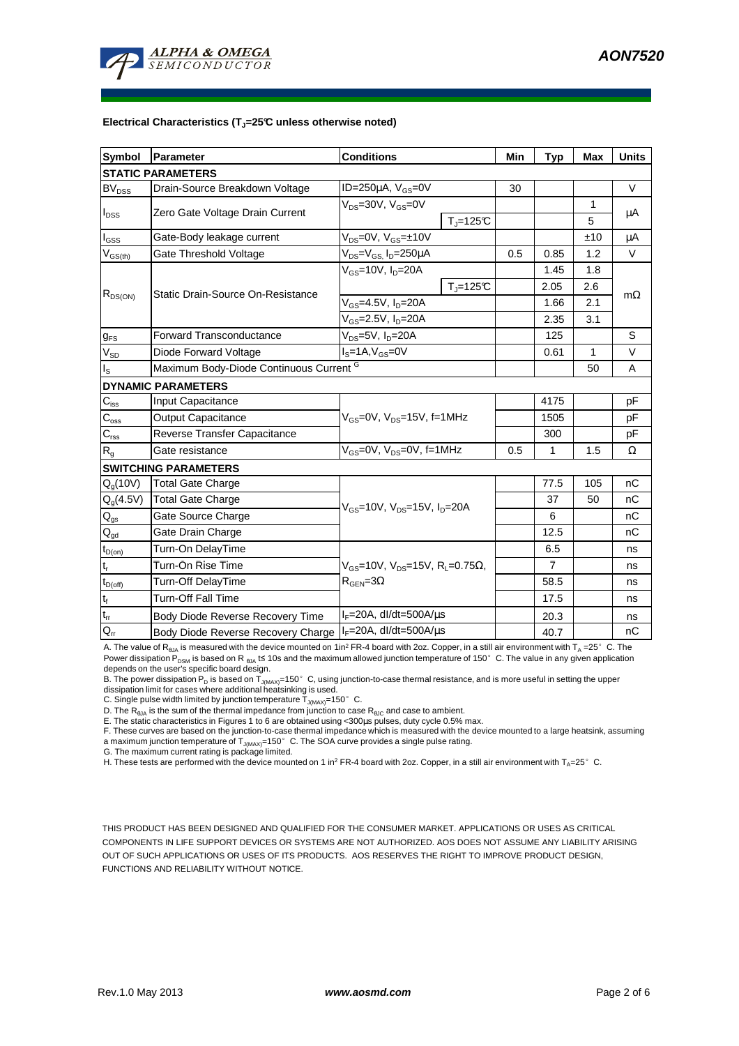**Electrical Characteristics ($T_J$=25°C unless otherwise noted)**

| Symbol | Parameter | Conditions | | Min | Typ | Max | Units |
|---|---|---|---|---|---|---|---|
| **STATIC PARAMETERS** | | | | | | | |
| $BV_{DSS}$ | Drain-Source Breakdown Voltage | ID=250µA, $V_{GS}$=0V | | 30 | | | V |
| $I_{DSS}$ | Zero Gate Voltage Drain Current | $V_{DS}$=30V, $V_{GS}$=0V | | | | 1 | µA |
| | | | $T_J$=125°C | | | 5 | |
| $I_{GSS}$ | Gate-Body leakage current | $V_{DS}$=0V, $V_{GS}$=±10V | | | | ±10 | µA |
| $V_{GS(th)}$ | Gate Threshold Voltage | $V_{DS}$=$V_{GS}$, $I_D$=250µA | | 0.5 | 0.85 | 1.2 | V |
| $R_{DS(ON)}$ | Static Drain-Source On-Resistance | $V_{GS}$=10V, $I_D$=20A | | | 1.45 | 1.8 | mΩ |
| | | | $T_J$=125°C | | 2.05 | 2.6 | |
| | | $V_{GS}$=4.5V, $I_D$=20A | | | 1.66 | 2.1 | |
| | | $V_{GS}$=2.5V, $I_D$=20A | | | 2.35 | 3.1 | |
| $g_{FS}$ | Forward Transconductance | $V_{DS}$=5V, $I_D$=20A | | | 125 | | S |
| $V_{SD}$ | Diode Forward Voltage | $I_S$=1A,$V_{GS}$=0V | | | 0.61 | 1 | V |
| $I_S$ | Maximum Body-Diode Continuous Current [G] | | | | | 50 | A |
| **DYNAMIC PARAMETERS** | | | | | | | |
| $C_{iss}$ | Input Capacitance | $V_{GS}$=0V, $V_{DS}$=15V, f=1MHz | | | 4175 | | pF |
| $C_{oss}$ | Output Capacitance | | | | 1505 | | pF |
| $C_{rss}$ | Reverse Transfer Capacitance | | | | 300 | | pF |
| $R_g$ | Gate resistance | $V_{GS}$=0V, $V_{DS}$=0V, f=1MHz | | 0.5 | 1 | 1.5 | Ω |
| **SWITCHING PARAMETERS** | | | | | | | |
| $Q_g$(10V) | Total Gate Charge | $V_{GS}$=10V, $V_{DS}$=15V, $I_D$=20A | | | 77.5 | 105 | nC |
| $Q_g$(4.5V) | Total Gate Charge | | | | 37 | 50 | nC |
| $Q_{gs}$ | Gate Source Charge | | | | 6 | | nC |
| $Q_{gd}$ | Gate Drain Charge | | | | 12.5 | | nC |
| $t_{D(on)}$ | Turn-On DelayTime | $V_{GS}$=10V, $V_{DS}$=15V, $R_L$=0.75Ω, $R_{GEN}$=3Ω | | | 6.5 | | ns |
| $t_r$ | Turn-On Rise Time | | | | 7 | | ns |
| $t_{D(off)}$ | Turn-Off DelayTime | | | | 58.5 | | ns |
| $t_f$ | Turn-Off Fall Time | | | | 17.5 | | ns |
| $t_{rr}$ | Body Diode Reverse Recovery Time | $I_F$=20A, dI/dt=500A/µs | | | 20.3 | | ns |
| $Q_{rr}$ | Body Diode Reverse Recovery Charge | $I_F$=20A, dI/dt=500A/µs | | | 40.7 | | nC |

A. The value of $R_{\theta JA}$ is measured with the device mounted on 1in² FR-4 board with 2oz. Copper, in a still air environment with $T_A$ =25° C. The Power dissipation $P_{DSM}$ is based on $R_{\theta JA}$ t≤ 10s and the maximum allowed junction temperature of 150° C. The value in any given application depends on the user's specific board design.

B. The power dissipation $P_D$ is based on $T_{J(MAX)}$=150° C, using junction-to-case thermal resistance, and is more useful in setting the upper dissipation limit for cases where additional heatsinking is used.

C. Single pulse width limited by junction temperature $T_{J(MAX)}$=150° C.

D. The $R_{\theta JA}$ is the sum of the thermal impedance from junction to case $R_{\theta JC}$ and case to ambient.

E. The static characteristics in Figures 1 to 6 are obtained using <300µs pulses, duty cycle 0.5% max.

F. These curves are based on the junction-to-case thermal impedance which is measured with the device mounted to a large heatsink, assuming a maximum junction temperature of $T_{J(MAX)}$=150° C. The SOA curve provides a single pulse rating.

G. The maximum current rating is package limited.

H. These tests are performed with the device mounted on 1 in² FR-4 board with 2oz. Copper, in a still air environment with $T_A$=25° C.

THIS PRODUCT HAS BEEN DESIGNED AND QUALIFIED FOR THE CONSUMER MARKET. APPLICATIONS OR USES AS CRITICAL COMPONENTS IN LIFE SUPPORT DEVICES OR SYSTEMS ARE NOT AUTHORIZED. AOS DOES NOT ASSUME ANY LIABILITY ARISING OUT OF SUCH APPLICATIONS OR USES OF ITS PRODUCTS. AOS RESERVES THE RIGHT TO IMPROVE PRODUCT DESIGN, FUNCTIONS AND RELIABILITY WITHOUT NOTICE.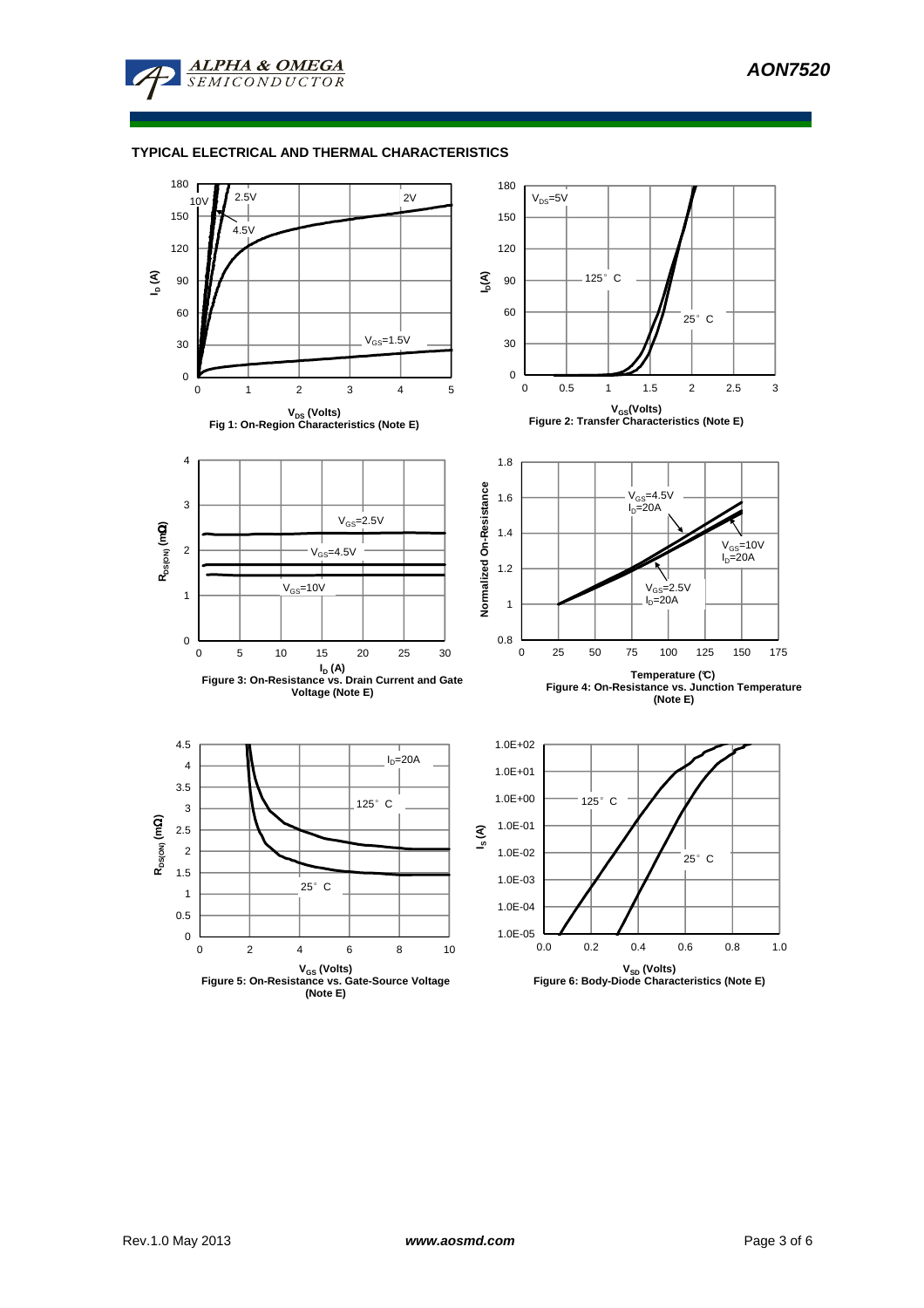## TYPICAL ELECTRICAL AND THERMAL CHARACTERISTICS

Fig 1: On-Region Characteristics (Note E)

Figure 2: Transfer Characteristics (Note E)

Figure 3: On-Resistance vs. Drain Current and Gate Voltage (Note E)

Figure 4: On-Resistance vs. Junction Temperature (Note E)

Figure 5: On-Resistance vs. Gate-Source Voltage (Note E)

Figure 6: Body-Diode Characteristics (Note E)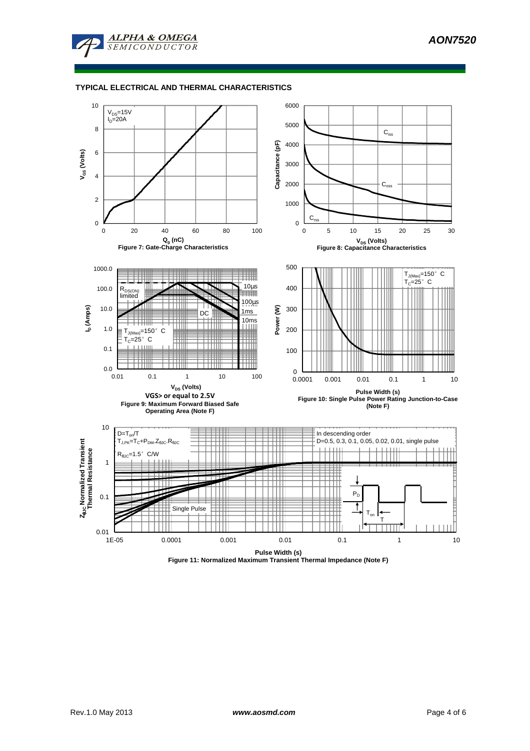## TYPICAL ELECTRICAL AND THERMAL CHARACTERISTICS

$V_{DS}$=15V
$I_D$=20A

$V_{GS}$ (Volts)

$Q_g$ (nC)

Figure 7: Gate-Charge Characteristics

$C_{iss}$

$C_{oss}$

$C_{rss}$

Capacitance (pF)

$V_{DS}$ (Volts)

Figure 8: Capacitance Characteristics

$R_{DS(ON)}$ limited

10µs

100µs

1ms

10ms

DC

$T_{J(Max)}$=150° C
$T_C$=25° C

$I_D$ (Amps)

$V_{DS}$ (Volts)

VGS> or equal to 2.5V

Figure 9: Maximum Forward Biased Safe Operating Area (Note F)

$T_{J(Max)}$=150° C
$T_C$=25° C

Power (W)

Pulse Width (s)

Figure 10: Single Pulse Power Rating Junction-to-Case (Note F)

$D=T_{on}/T$
$T_{J,PK}=T_C+P_{DM}.Z_{\theta JC}.R_{\theta JC}$

$R_{\theta JC}$=1.5° C/W

In descending order
D=0.5, 0.3, 0.1, 0.05, 0.02, 0.01, single pulse

Single Pulse

$P_D$

$T_{on}$

T

$Z_{\theta JC}$ Normalized Transient Thermal Resistance

Pulse Width (s)

Figure 11: Normalized Maximum Transient Thermal Impedance (Note F)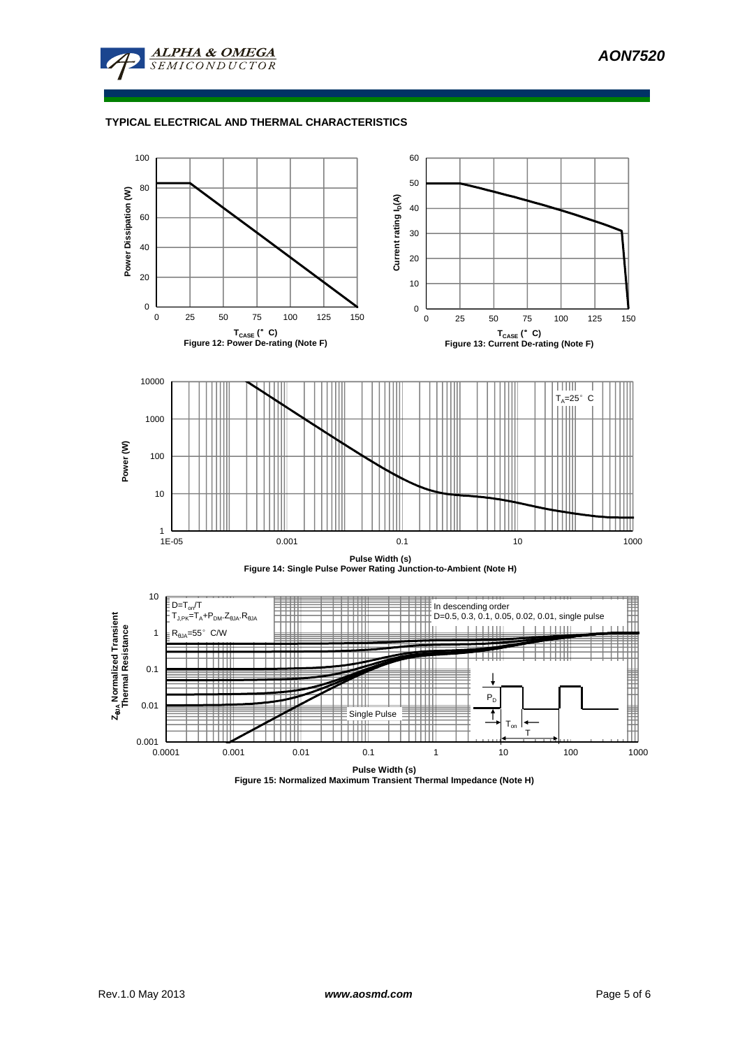## TYPICAL ELECTRICAL AND THERMAL CHARACTERISTICS

Figure 12: Power De-rating (Note F)

Figure 13: Current De-rating (Note F)

Figure 14: Single Pulse Power Rating Junction-to-Ambient (Note H)

Figure 15: Normalized Maximum Transient Thermal Impedance (Note H)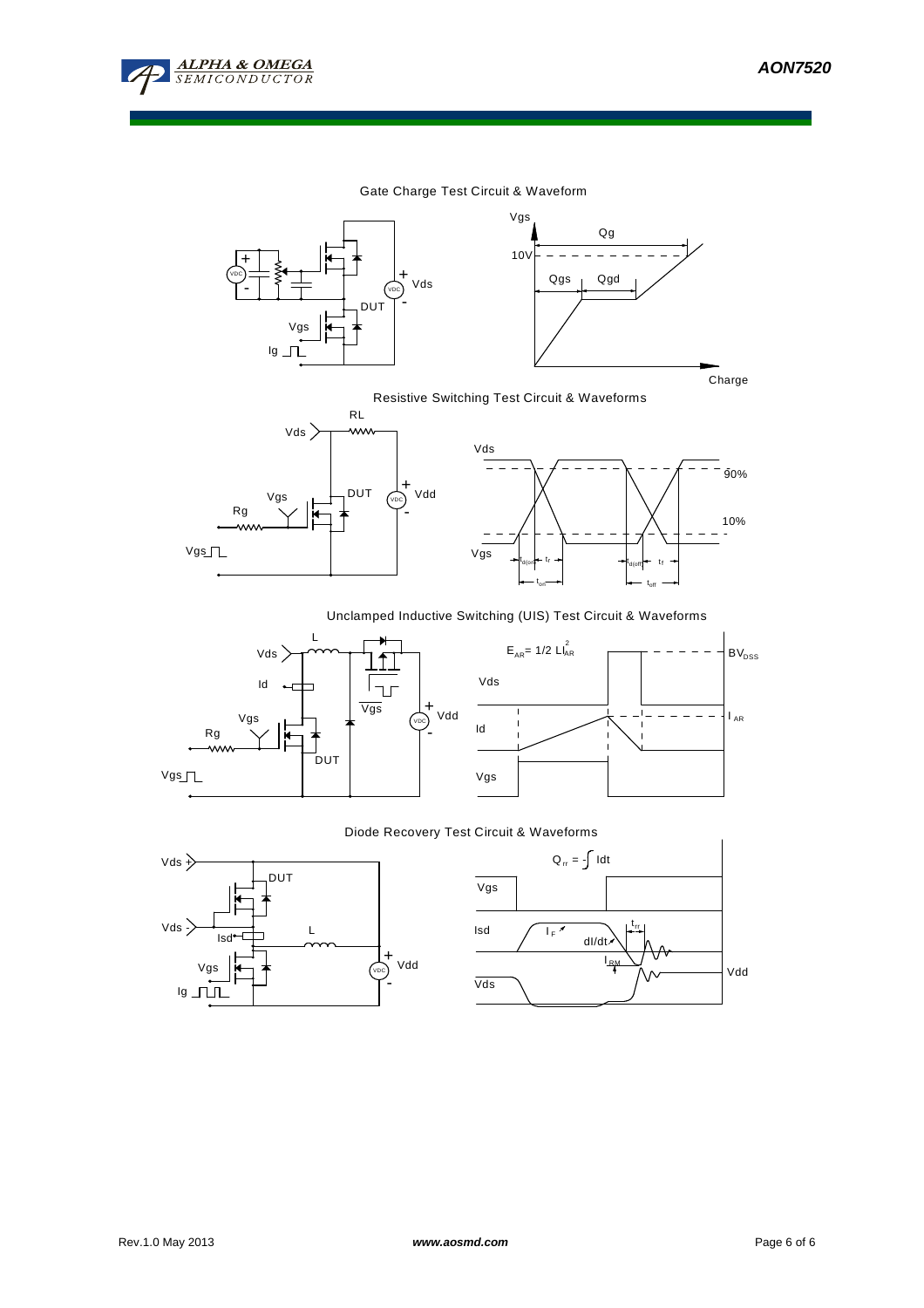Gate Charge Test Circuit & Waveform

VDC
DUT
Vgs
Ig
Vds
Vgs
Qg
10V
Qgs
Qgd
Charge

Resistive Switching Test Circuit & Waveforms

Vds
RL
Vgs
Rg
DUT
Vdd
Vgs
Vds
90%
10%
Vgs
$t_{d(on)}$
$t_r$
$t_{on}$
$t_{d(off)}$
$t_f$
$t_{off}$

Unclamped Inductive Switching (UIS) Test Circuit & Waveforms

L
Vds
Id
Vgs
Rg
DUT
Vgs
Vdd
$E_{AR}= 1/2\ LI_{AR}^2$
$BV_{DSS}$
Vds
Id
$I_{AR}$
Vgs

Diode Recovery Test Circuit & Waveforms

Vds +
DUT
Vds -
Isd
L
Vgs
Ig
Vdd
$Q_{rr} = -\int Idt$
Vgs
Isd
$I_F$
dI/dt
$t_{rr}$
$I_{RM}$
Vds
Vdd